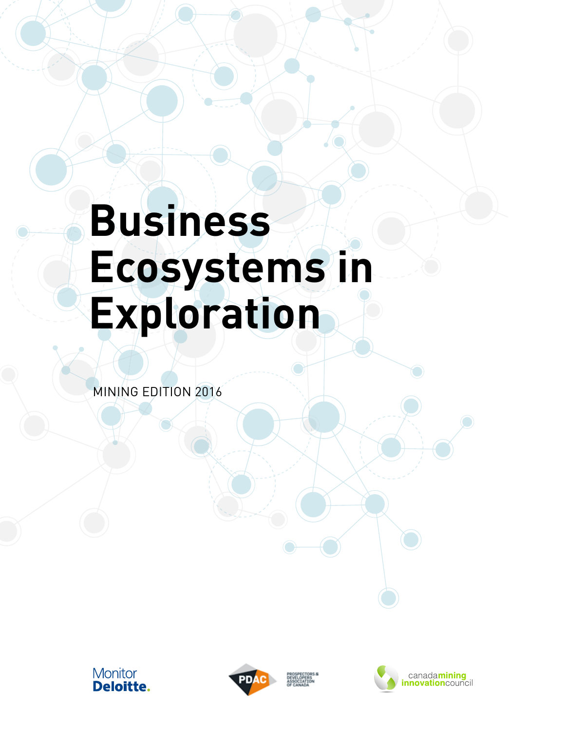# Business Ecosystems in Exploration

MINING EDITION 2016

Monitor Deloitte.

PDAC PROSPECTORS & DEVELOPERS ASSOCIATION OF CANADA

canadamining innovationcouncil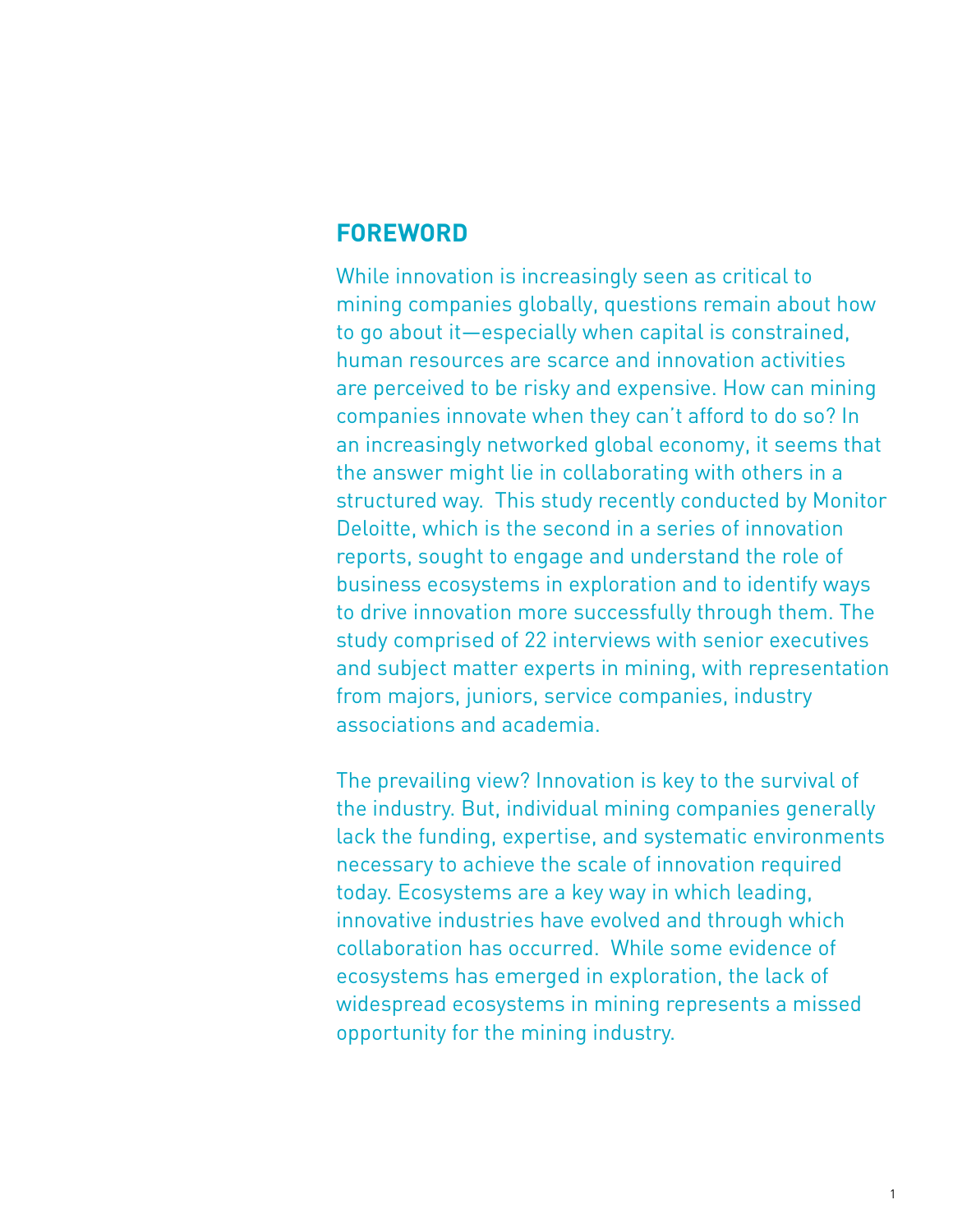## FOREWORD

While innovation is increasingly seen as critical to mining companies globally, questions remain about how to go about it—especially when capital is constrained, human resources are scarce and innovation activities are perceived to be risky and expensive. How can mining companies innovate when they can't afford to do so? In an increasingly networked global economy, it seems that the answer might lie in collaborating with others in a structured way. This study recently conducted by Monitor Deloitte, which is the second in a series of innovation reports, sought to engage and understand the role of business ecosystems in exploration and to identify ways to drive innovation more successfully through them. The study comprised of 22 interviews with senior executives and subject matter experts in mining, with representation from majors, juniors, service companies, industry associations and academia.

The prevailing view? Innovation is key to the survival of the industry. But, individual mining companies generally lack the funding, expertise, and systematic environments necessary to achieve the scale of innovation required today. Ecosystems are a key way in which leading, innovative industries have evolved and through which collaboration has occurred. While some evidence of ecosystems has emerged in exploration, the lack of widespread ecosystems in mining represents a missed opportunity for the mining industry.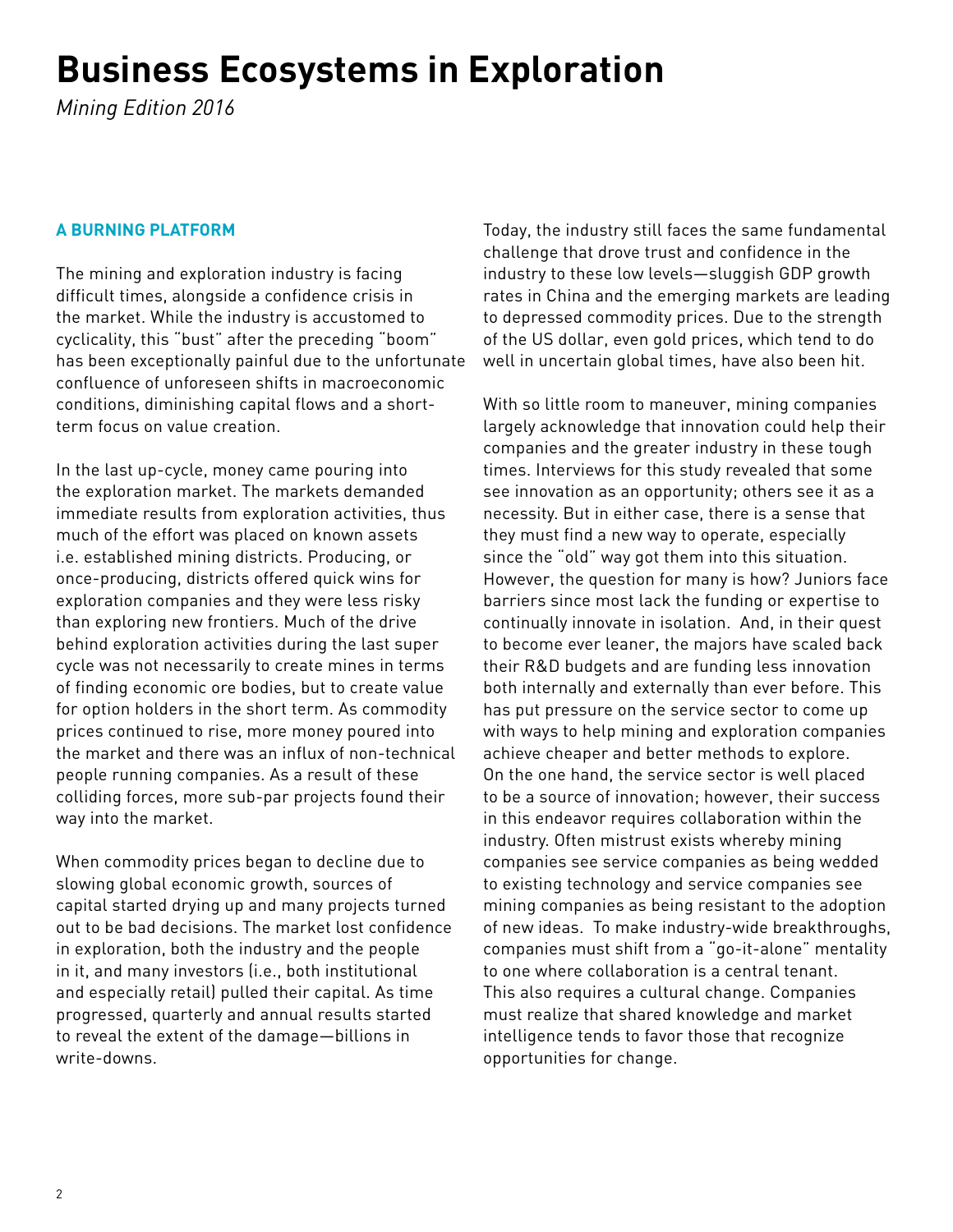# Business Ecosystems in Exploration

*Mining Edition 2016*

## A BURNING PLATFORM

The mining and exploration industry is facing difficult times, alongside a confidence crisis in the market. While the industry is accustomed to cyclicality, this "bust" after the preceding "boom" has been exceptionally painful due to the unfortunate confluence of unforeseen shifts in macroeconomic conditions, diminishing capital flows and a short-term focus on value creation.

In the last up-cycle, money came pouring into the exploration market. The markets demanded immediate results from exploration activities, thus much of the effort was placed on known assets i.e. established mining districts. Producing, or once-producing, districts offered quick wins for exploration companies and they were less risky than exploring new frontiers. Much of the drive behind exploration activities during the last super cycle was not necessarily to create mines in terms of finding economic ore bodies, but to create value for option holders in the short term. As commodity prices continued to rise, more money poured into the market and there was an influx of non-technical people running companies. As a result of these colliding forces, more sub-par projects found their way into the market.

When commodity prices began to decline due to slowing global economic growth, sources of capital started drying up and many projects turned out to be bad decisions. The market lost confidence in exploration, both the industry and the people in it, and many investors (i.e., both institutional and especially retail) pulled their capital. As time progressed, quarterly and annual results started to reveal the extent of the damage—billions in write-downs.

Today, the industry still faces the same fundamental challenge that drove trust and confidence in the industry to these low levels—sluggish GDP growth rates in China and the emerging markets are leading to depressed commodity prices. Due to the strength of the US dollar, even gold prices, which tend to do well in uncertain global times, have also been hit.

With so little room to maneuver, mining companies largely acknowledge that innovation could help their companies and the greater industry in these tough times. Interviews for this study revealed that some see innovation as an opportunity; others see it as a necessity. But in either case, there is a sense that they must find a new way to operate, especially since the "old" way got them into this situation. However, the question for many is how? Juniors face barriers since most lack the funding or expertise to continually innovate in isolation. And, in their quest to become ever leaner, the majors have scaled back their R&D budgets and are funding less innovation both internally and externally than ever before. This has put pressure on the service sector to come up with ways to help mining and exploration companies achieve cheaper and better methods to explore. On the one hand, the service sector is well placed to be a source of innovation; however, their success in this endeavor requires collaboration within the industry. Often mistrust exists whereby mining companies see service companies as being wedded to existing technology and service companies see mining companies as being resistant to the adoption of new ideas. To make industry-wide breakthroughs, companies must shift from a "go-it-alone" mentality to one where collaboration is a central tenant. This also requires a cultural change. Companies must realize that shared knowledge and market intelligence tends to favor those that recognize opportunities for change.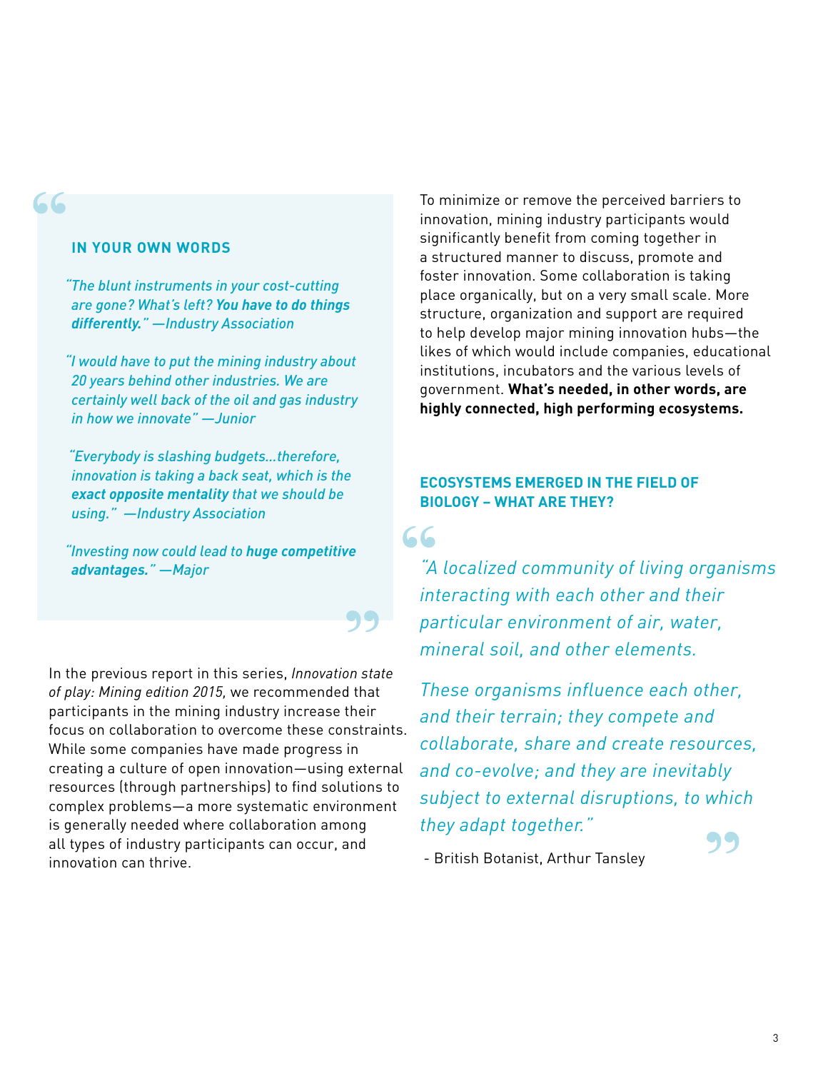## IN YOUR OWN WORDS

*"The blunt instruments in your cost-cutting are gone? What's left? **You have to do things differently.**" —Industry Association*

*"I would have to put the mining industry about 20 years behind other industries. We are certainly well back of the oil and gas industry in how we innovate" —Junior*

*"Everybody is slashing budgets...therefore, innovation is taking a back seat, which is the **exact opposite mentality** that we should be using." —Industry Association*

*"Investing now could lead to **huge competitive advantages.**" —Major*

In the previous report in this series, *Innovation state of play: Mining edition 2015,* we recommended that participants in the mining industry increase their focus on collaboration to overcome these constraints. While some companies have made progress in creating a culture of open innovation—using external resources (through partnerships) to find solutions to complex problems—a more systematic environment is generally needed where collaboration among all types of industry participants can occur, and innovation can thrive.

To minimize or remove the perceived barriers to innovation, mining industry participants would significantly benefit from coming together in a structured manner to discuss, promote and foster innovation. Some collaboration is taking place organically, but on a very small scale. More structure, organization and support are required to help develop major mining innovation hubs—the likes of which would include companies, educational institutions, incubators and the various levels of government. **What's needed, in other words, are highly connected, high performing ecosystems.**

## ECOSYSTEMS EMERGED IN THE FIELD OF BIOLOGY – WHAT ARE THEY?

*"A localized community of living organisms interacting with each other and their particular environment of air, water, mineral soil, and other elements.*

*These organisms influence each other, and their terrain; they compete and collaborate, share and create resources, and co-evolve; and they are inevitably subject to external disruptions, to which they adapt together."*

- British Botanist, Arthur Tansley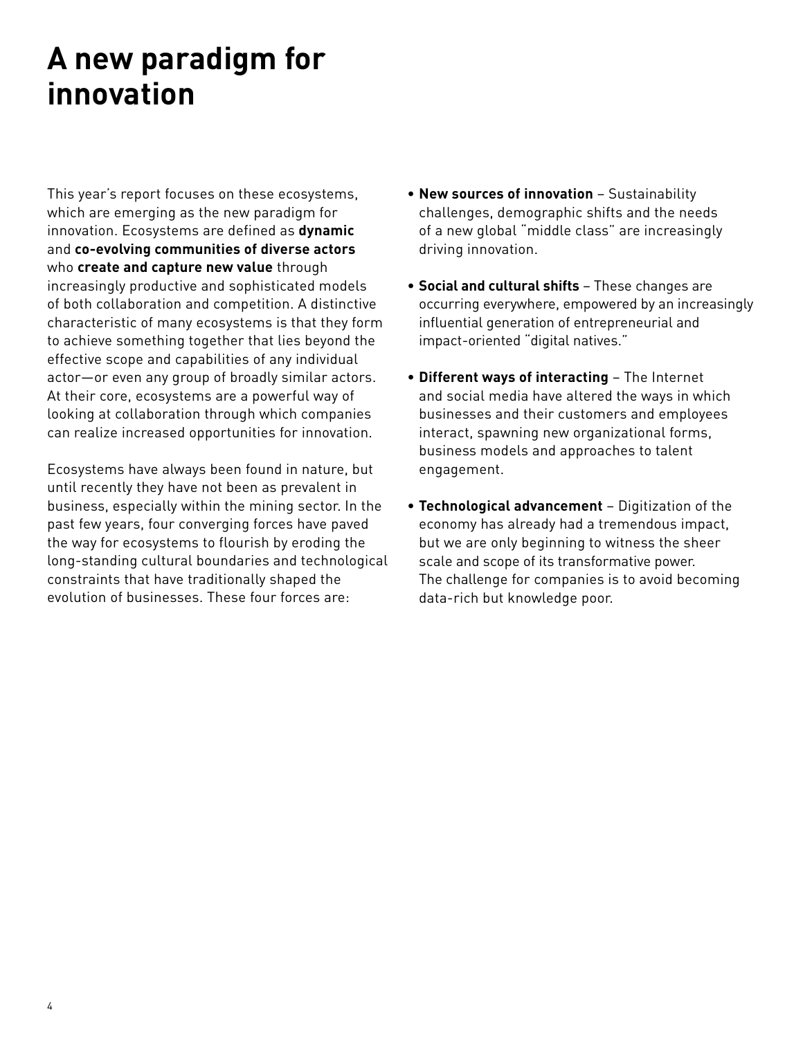# A new paradigm for innovation

This year's report focuses on these ecosystems, which are emerging as the new paradigm for innovation. Ecosystems are defined as **dynamic** and **co-evolving communities of diverse actors** who **create and capture new value** through increasingly productive and sophisticated models of both collaboration and competition. A distinctive characteristic of many ecosystems is that they form to achieve something together that lies beyond the effective scope and capabilities of any individual actor—or even any group of broadly similar actors. At their core, ecosystems are a powerful way of looking at collaboration through which companies can realize increased opportunities for innovation.

Ecosystems have always been found in nature, but until recently they have not been as prevalent in business, especially within the mining sector. In the past few years, four converging forces have paved the way for ecosystems to flourish by eroding the long-standing cultural boundaries and technological constraints that have traditionally shaped the evolution of businesses. These four forces are:

- **New sources of innovation** – Sustainability challenges, demographic shifts and the needs of a new global "middle class" are increasingly driving innovation.
- **Social and cultural shifts** – These changes are occurring everywhere, empowered by an increasingly influential generation of entrepreneurial and impact-oriented "digital natives."
- **Different ways of interacting** – The Internet and social media have altered the ways in which businesses and their customers and employees interact, spawning new organizational forms, business models and approaches to talent engagement.
- **Technological advancement** – Digitization of the economy has already had a tremendous impact, but we are only beginning to witness the sheer scale and scope of its transformative power. The challenge for companies is to avoid becoming data-rich but knowledge poor.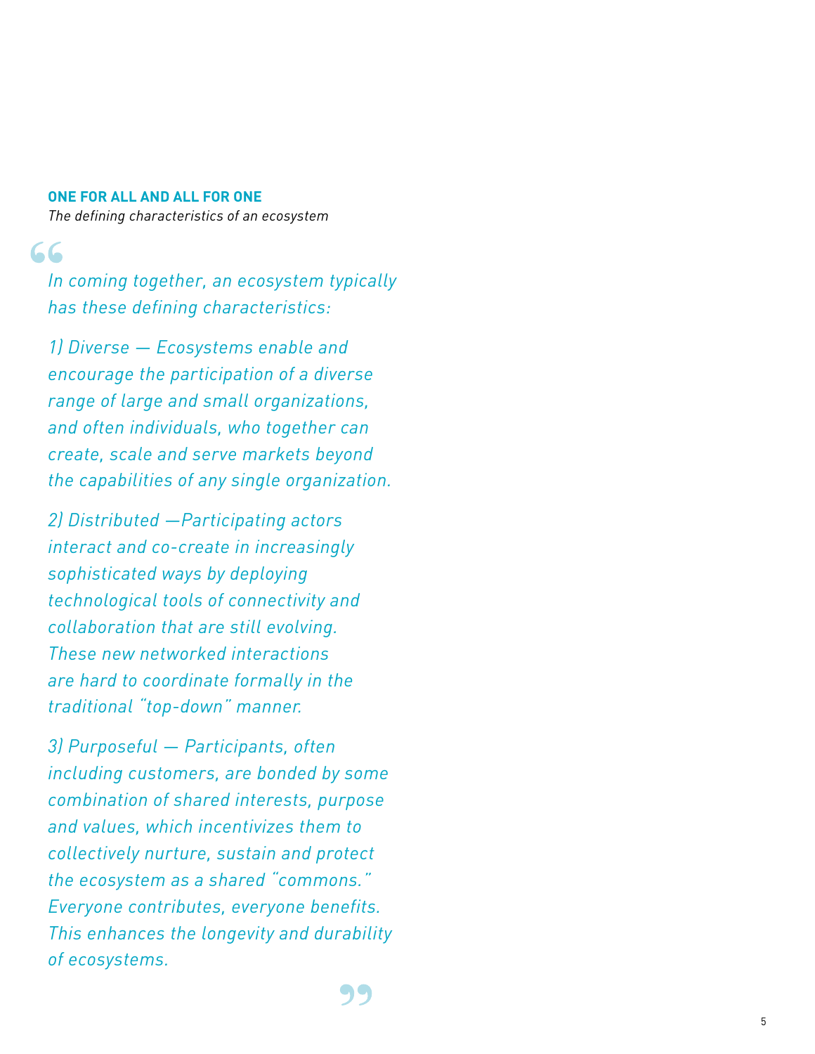## ONE FOR ALL AND ALL FOR ONE

*The defining characteristics of an ecosystem*

> *In coming together, an ecosystem typically has these defining characteristics:*
>
> *1) Diverse — Ecosystems enable and encourage the participation of a diverse range of large and small organizations, and often individuals, who together can create, scale and serve markets beyond the capabilities of any single organization.*
>
> *2) Distributed —Participating actors interact and co-create in increasingly sophisticated ways by deploying technological tools of connectivity and collaboration that are still evolving. These new networked interactions are hard to coordinate formally in the traditional "top-down" manner.*
>
> *3) Purposeful — Participants, often including customers, are bonded by some combination of shared interests, purpose and values, which incentivizes them to collectively nurture, sustain and protect the ecosystem as a shared "commons." Everyone contributes, everyone benefits. This enhances the longevity and durability of ecosystems.*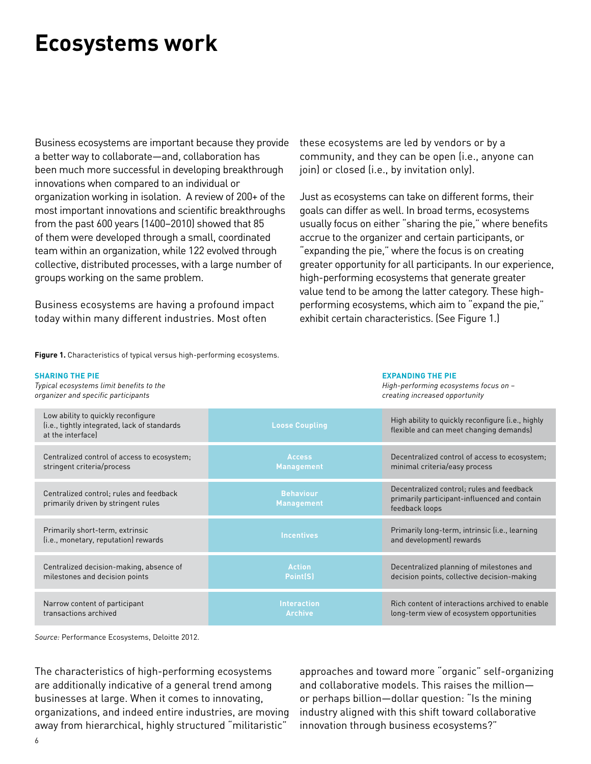# Ecosystems work

Business ecosystems are important because they provide a better way to collaborate—and, collaboration has been much more successful in developing breakthrough innovations when compared to an individual or organization working in isolation. A review of 200+ of the most important innovations and scientific breakthroughs from the past 600 years (1400–2010) showed that 85 of them were developed through a small, coordinated team within an organization, while 122 evolved through collective, distributed processes, with a large number of groups working on the same problem.

Business ecosystems are having a profound impact today within many different industries. Most often these ecosystems are led by vendors or by a community, and they can be open (i.e., anyone can join) or closed (i.e., by invitation only).

Just as ecosystems can take on different forms, their goals can differ as well. In broad terms, ecosystems usually focus on either "sharing the pie," where benefits accrue to the organizer and certain participants, or "expanding the pie," where the focus is on creating greater opportunity for all participants. In our experience, high-performing ecosystems that generate greater value tend to be among the latter category. These high-performing ecosystems, which aim to "expand the pie," exhibit certain characteristics. (See Figure 1.)

**Figure 1.** Characteristics of typical versus high-performing ecosystems.

| **SHARING THE PIE**<br>*Typical ecosystems limit benefits to the organizer and specific participants* | | **EXPANDING THE PIE**<br>*High-performing ecosystems focus on – creating increased opportunity* |
|---|---|---|
| Low ability to quickly reconfigure (i.e., tightly integrated, lack of standards at the interface) | Loose Coupling | High ability to quickly reconfigure (i.e., highly flexible and can meet changing demands) |
| Centralized control of access to ecosystem; stringent criteria/process | Access Management | Decentralized control of access to ecosystem; minimal criteria/easy process |
| Centralized control; rules and feedback primarily driven by stringent rules | Behaviour Management | Decentralized control; rules and feedback primarily participant-influenced and contain feedback loops |
| Primarily short-term, extrinsic (i.e., monetary, reputation) rewards | Incentives | Primarily long-term, intrinsic (i.e., learning and development) rewards |
| Centralized decision-making, absence of milestones and decision points | Action Point(S) | Decentralized planning of milestones and decision points, collective decision-making |
| Narrow content of participant transactions archived | Interaction Archive | Rich content of interactions archived to enable long-term view of ecosystem opportunities |

*Source:* Performance Ecosystems, Deloitte 2012.

The characteristics of high-performing ecosystems are additionally indicative of a general trend among businesses at large. When it comes to innovating, organizations, and indeed entire industries, are moving away from hierarchical, highly structured "militaristic" approaches and toward more "organic" self-organizing and collaborative models. This raises the million—or perhaps billion—dollar question: "Is the mining industry aligned with this shift toward collaborative innovation through business ecosystems?"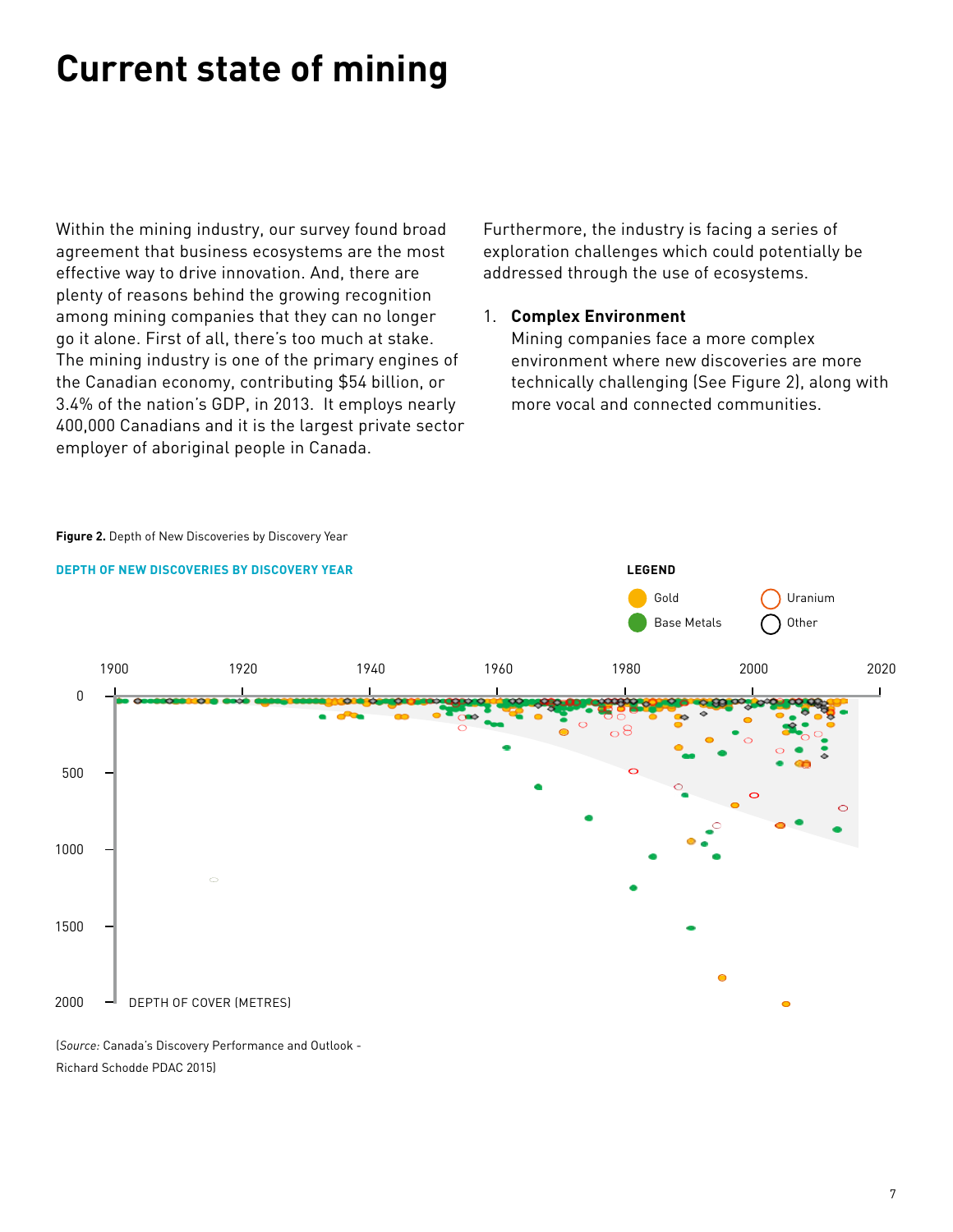# Current state of mining

Within the mining industry, our survey found broad agreement that business ecosystems are the most effective way to drive innovation. And, there are plenty of reasons behind the growing recognition among mining companies that they can no longer go it alone. First of all, there's too much at stake. The mining industry is one of the primary engines of the Canadian economy, contributing $54 billion, or 3.4% of the nation's GDP, in 2013. It employs nearly 400,000 Canadians and it is the largest private sector employer of aboriginal people in Canada.

Furthermore, the industry is facing a series of exploration challenges which could potentially be addressed through the use of ecosystems.

1. **Complex Environment**
   Mining companies face a more complex environment where new discoveries are more technically challenging (See Figure 2), along with more vocal and connected communities.

**Figure 2.** Depth of New Discoveries by Discovery Year

DEPTH OF NEW DISCOVERIES BY DISCOVERY YEAR

LEGEND: Gold, Uranium, Base Metals, Other

DEPTH OF COVER (METRES)

(*Source:* Canada's Discovery Performance and Outlook - Richard Schodde PDAC 2015)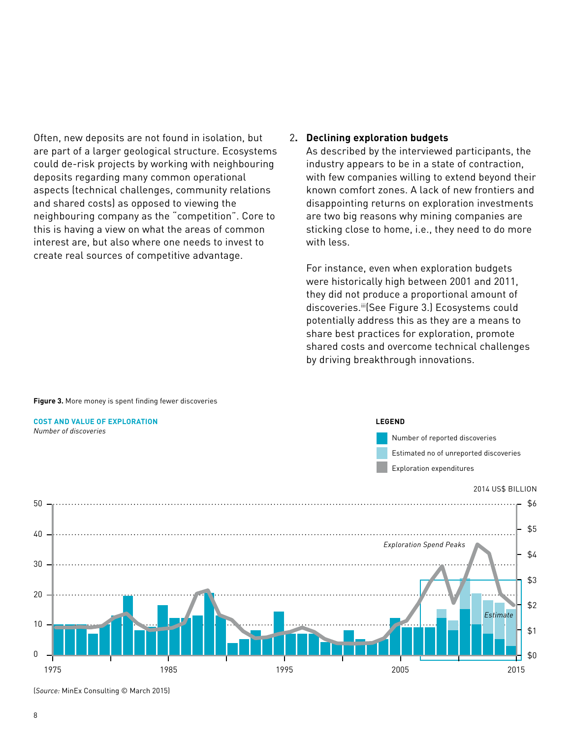Often, new deposits are not found in isolation, but are part of a larger geological structure. Ecosystems could de-risk projects by working with neighbouring deposits regarding many common operational aspects (technical challenges, community relations and shared costs) as opposed to viewing the neighbouring company as the "competition". Core to this is having a view on what the areas of common interest are, but also where one needs to invest to create real sources of competitive advantage.

2. **Declining exploration budgets**

As described by the interviewed participants, the industry appears to be in a state of contraction, with few companies willing to extend beyond their known comfort zones. A lack of new frontiers and disappointing returns on exploration investments are two big reasons why mining companies are sticking close to home, i.e., they need to do more with less.

For instance, even when exploration budgets were historically high between 2001 and 2011, they did not produce a proportional amount of discoveries.[iii] (See Figure 3.) Ecosystems could potentially address this as they are a means to share best practices for exploration, promote shared costs and overcome technical challenges by driving breakthrough innovations.

**Figure 3.** More money is spent finding fewer discoveries

**COST AND VALUE OF EXPLORATION**

*Number of discoveries*

**LEGEND**

- Number of reported discoveries
- Estimated no of unreported discoveries
- Exploration expenditures

2014 US$ BILLION

*Exploration Spend Peaks*

*Estimate*

(*Source:* MinEx Consulting © March 2015)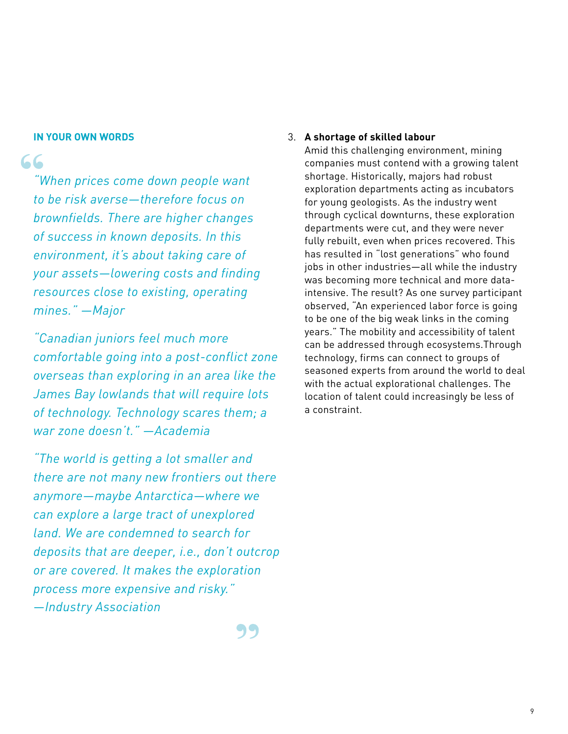### IN YOUR OWN WORDS

*"When prices come down people want to be risk averse—therefore focus on brownfields. There are higher changes of success in known deposits. In this environment, it's about taking care of your assets—lowering costs and finding resources close to existing, operating mines." —Major*

*"Canadian juniors feel much more comfortable going into a post-conflict zone overseas than exploring in an area like the James Bay lowlands that will require lots of technology. Technology scares them; a war zone doesn't." —Academia*

*"The world is getting a lot smaller and there are not many new frontiers out there anymore—maybe Antarctica—where we can explore a large tract of unexplored land. We are condemned to search for deposits that are deeper, i.e., don't outcrop or are covered. It makes the exploration process more expensive and risky." —Industry Association*

3. **A shortage of skilled labour**
   Amid this challenging environment, mining companies must contend with a growing talent shortage. Historically, majors had robust exploration departments acting as incubators for young geologists. As the industry went through cyclical downturns, these exploration departments were cut, and they were never fully rebuilt, even when prices recovered. This has resulted in "lost generations" who found jobs in other industries—all while the industry was becoming more technical and more data-intensive. The result? As one survey participant observed, "An experienced labor force is going to be one of the big weak links in the coming years." The mobility and accessibility of talent can be addressed through ecosystems.Through technology, firms can connect to groups of seasoned experts from around the world to deal with the actual explorational challenges. The location of talent could increasingly be less of a constraint.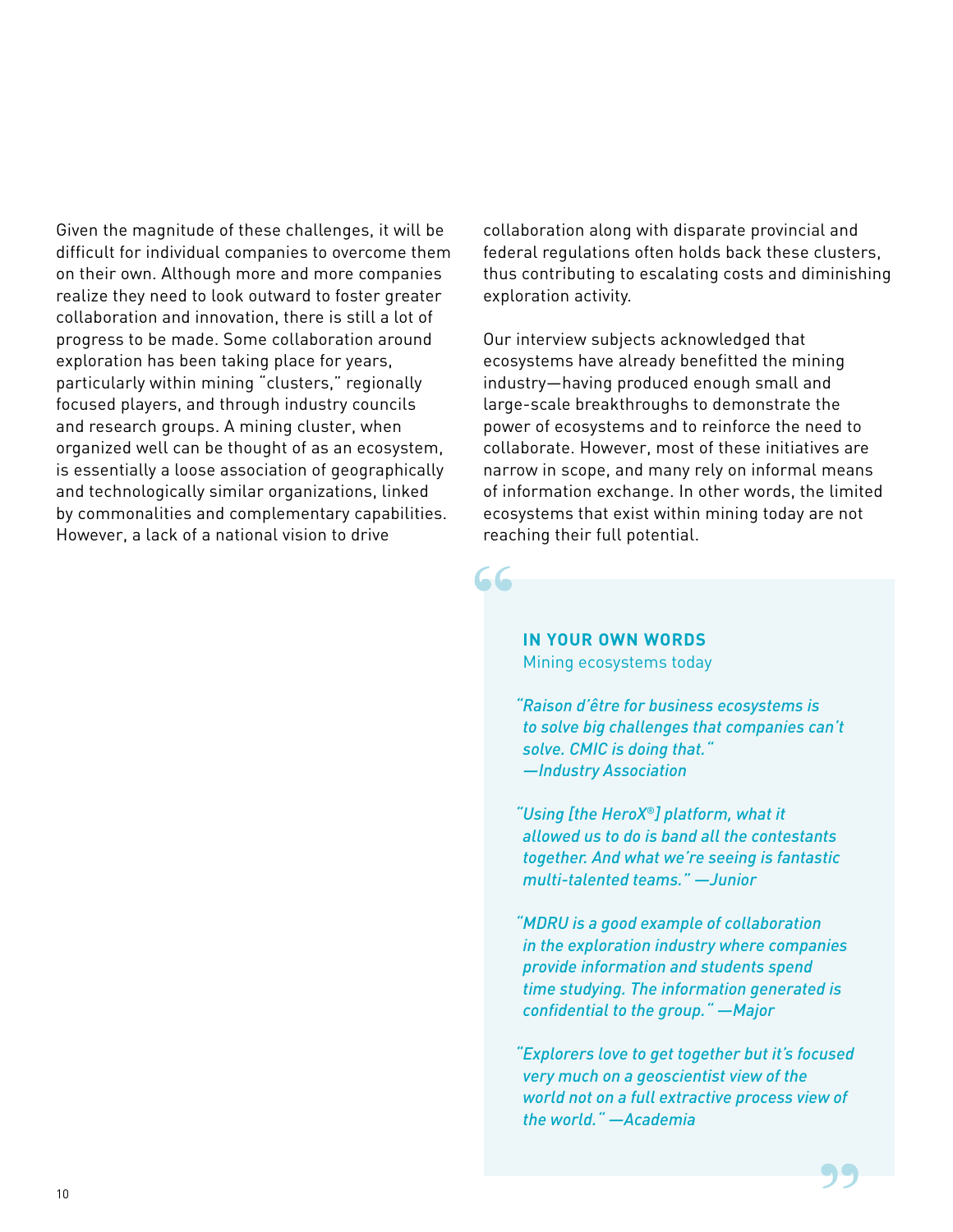Given the magnitude of these challenges, it will be difficult for individual companies to overcome them on their own. Although more and more companies realize they need to look outward to foster greater collaboration and innovation, there is still a lot of progress to be made. Some collaboration around exploration has been taking place for years, particularly within mining "clusters," regionally focused players, and through industry councils and research groups. A mining cluster, when organized well can be thought of as an ecosystem, is essentially a loose association of geographically and technologically similar organizations, linked by commonalities and complementary capabilities. However, a lack of a national vision to drive collaboration along with disparate provincial and federal regulations often holds back these clusters, thus contributing to escalating costs and diminishing exploration activity.

Our interview subjects acknowledged that ecosystems have already benefitted the mining industry—having produced enough small and large-scale breakthroughs to demonstrate the power of ecosystems and to reinforce the need to collaborate. However, most of these initiatives are narrow in scope, and many rely on informal means of information exchange. In other words, the limited ecosystems that exist within mining today are not reaching their full potential.

> **IN YOUR OWN WORDS**
> Mining ecosystems today
>
> *"Raison d'être for business ecosystems is to solve big challenges that companies can't solve. CMIC is doing that." —Industry Association*
>
> *"Using [the HeroX®] platform, what it allowed us to do is band all the contestants together. And what we're seeing is fantastic multi-talented teams." —Junior*
>
> *"MDRU is a good example of collaboration in the exploration industry where companies provide information and students spend time studying. The information generated is confidential to the group." —Major*
>
> *"Explorers love to get together but it's focused very much on a geoscientist view of the world not on a full extractive process view of the world." —Academia*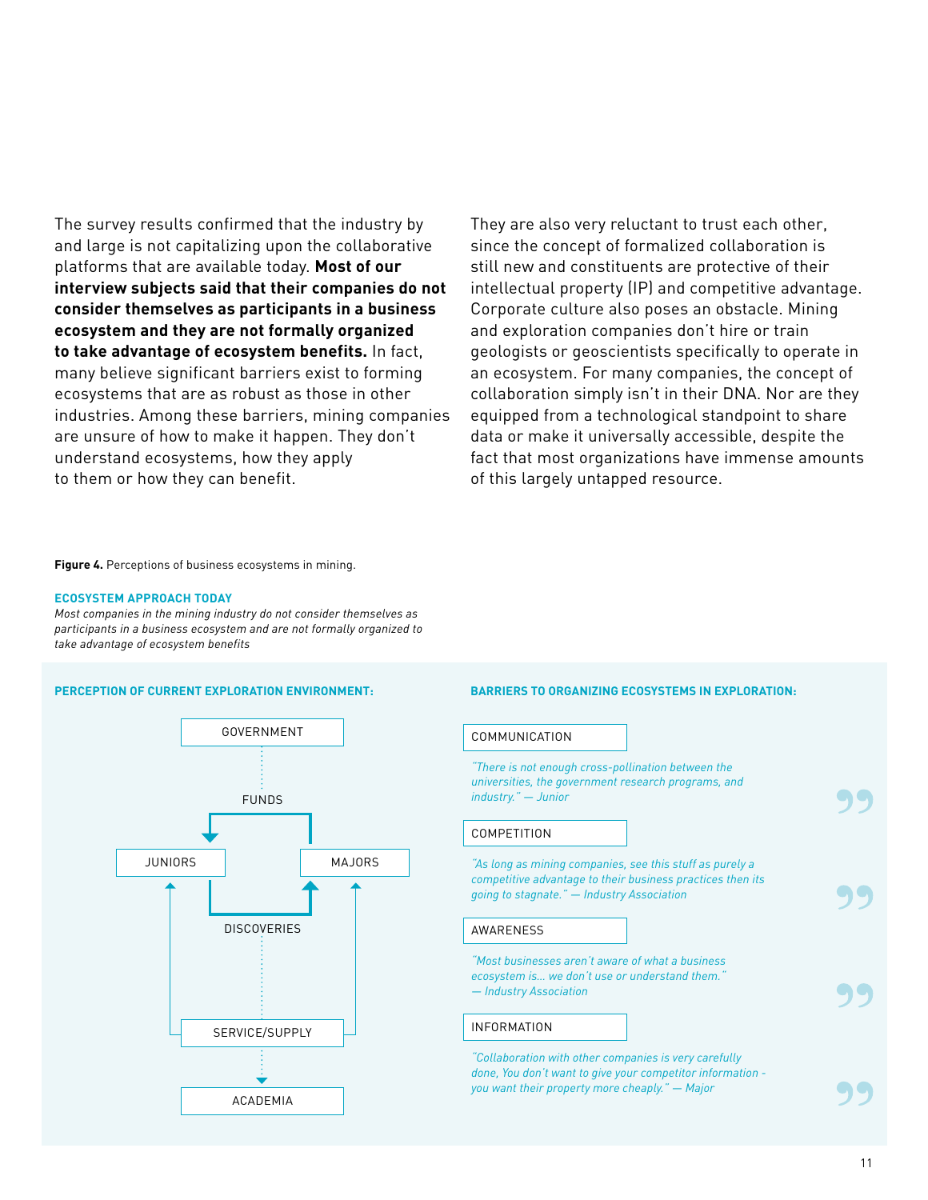The survey results confirmed that the industry by and large is not capitalizing upon the collaborative platforms that are available today. **Most of our interview subjects said that their companies do not consider themselves as participants in a business ecosystem and they are not formally organized to take advantage of ecosystem benefits.** In fact, many believe significant barriers exist to forming ecosystems that are as robust as those in other industries. Among these barriers, mining companies are unsure of how to make it happen. They don't understand ecosystems, how they apply to them or how they can benefit.

They are also very reluctant to trust each other, since the concept of formalized collaboration is still new and constituents are protective of their intellectual property (IP) and competitive advantage. Corporate culture also poses an obstacle. Mining and exploration companies don't hire or train geologists or geoscientists specifically to operate in an ecosystem. For many companies, the concept of collaboration simply isn't in their DNA. Nor are they equipped from a technological standpoint to share data or make it universally accessible, despite the fact that most organizations have immense amounts of this largely untapped resource.

**Figure 4.** Perceptions of business ecosystems in mining.

**ECOSYSTEM APPROACH TODAY**

*Most companies in the mining industry do not consider themselves as participants in a business ecosystem and are not formally organized to take advantage of ecosystem benefits*

**PERCEPTION OF CURRENT EXPLORATION ENVIRONMENT:**

GOVERNMENT

FUNDS

JUNIORS

MAJORS

DISCOVERIES

SERVICE/SUPPLY

ACADEMIA

**BARRIERS TO ORGANIZING ECOSYSTEMS IN EXPLORATION:**

COMMUNICATION

*"There is not enough cross-pollination between the universities, the government research programs, and industry." — Junior*

COMPETITION

*"As long as mining companies, see this stuff as purely a competitive advantage to their business practices then its going to stagnate." — Industry Association*

AWARENESS

*"Most businesses aren't aware of what a business ecosystem is... we don't use or understand them." — Industry Association*

INFORMATION

*"Collaboration with other companies is very carefully done, You don't want to give your competitor information - you want their property more cheaply." — Major*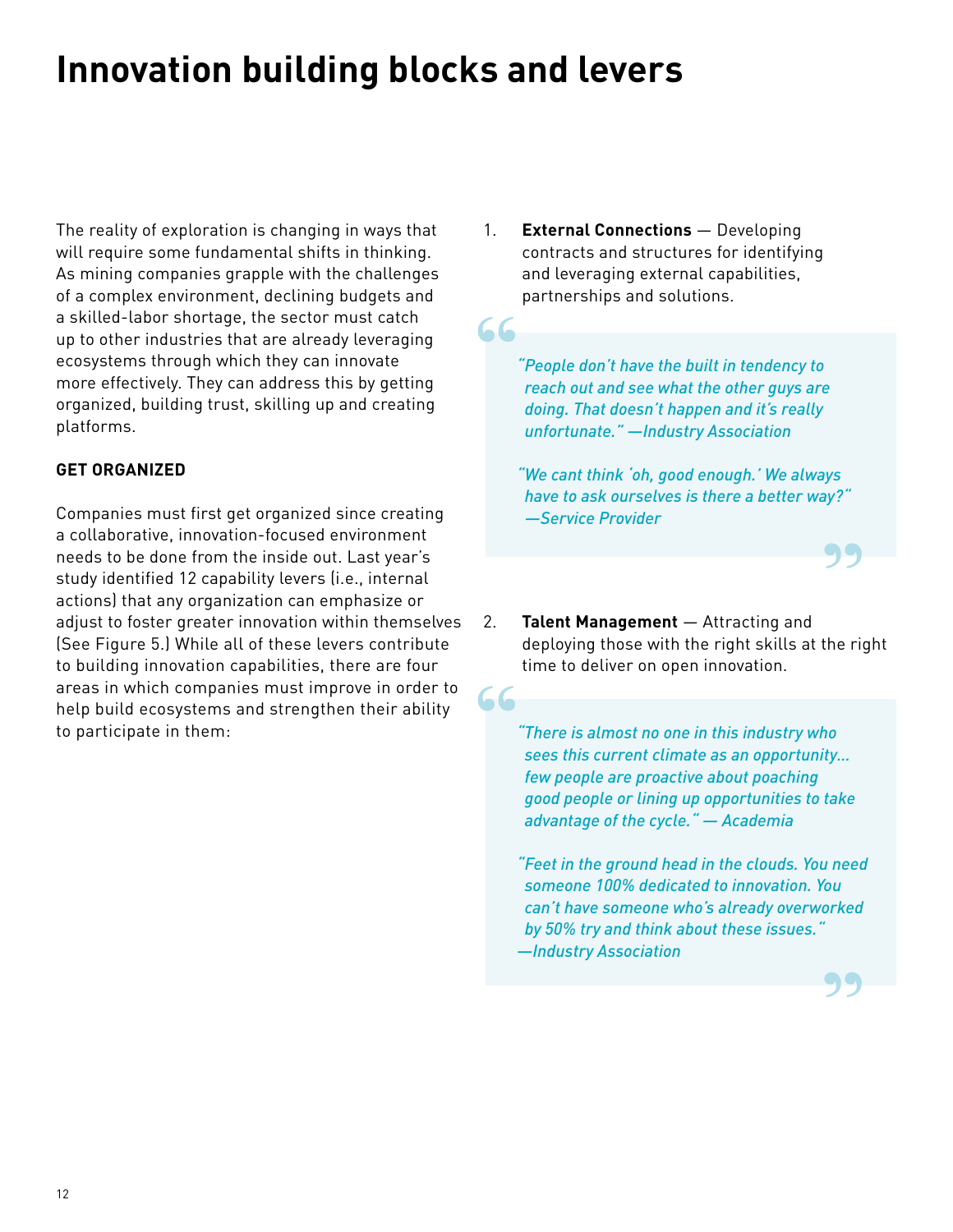# Innovation building blocks and levers

The reality of exploration is changing in ways that will require some fundamental shifts in thinking. As mining companies grapple with the challenges of a complex environment, declining budgets and a skilled-labor shortage, the sector must catch up to other industries that are already leveraging ecosystems through which they can innovate more effectively. They can address this by getting organized, building trust, skilling up and creating platforms.

**GET ORGANIZED**

Companies must first get organized since creating a collaborative, innovation-focused environment needs to be done from the inside out. Last year's study identified 12 capability levers (i.e., internal actions) that any organization can emphasize or adjust to foster greater innovation within themselves (See Figure 5.) While all of these levers contribute to building innovation capabilities, there are four areas in which companies must improve in order to help build ecosystems and strengthen their ability to participate in them:

1. **External Connections** — Developing contracts and structures for identifying and leveraging external capabilities, partnerships and solutions.

> *"People don't have the built in tendency to reach out and see what the other guys are doing. That doesn't happen and it's really unfortunate." —Industry Association*
>
> *"We cant think 'oh, good enough.' We always have to ask ourselves is there a better way?" —Service Provider*

2. **Talent Management** — Attracting and deploying those with the right skills at the right time to deliver on open innovation.

> *"There is almost no one in this industry who sees this current climate as an opportunity... few people are proactive about poaching good people or lining up opportunities to take advantage of the cycle." — Academia*
>
> *"Feet in the ground head in the clouds. You need someone 100% dedicated to innovation. You can't have someone who's already overworked by 50% try and think about these issues." —Industry Association*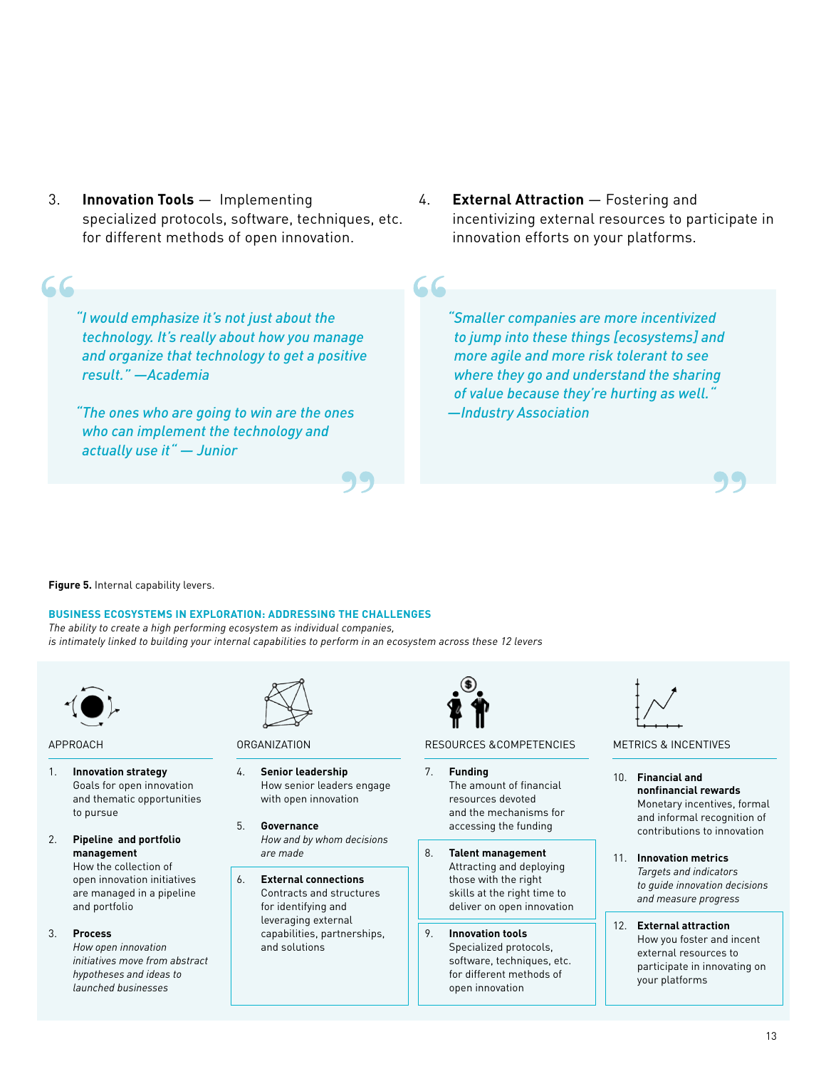3. **Innovation Tools** — Implementing specialized protocols, software, techniques, etc. for different methods of open innovation.

4. **External Attraction** — Fostering and incentivizing external resources to participate in innovation efforts on your platforms.

> *"I would emphasize it's not just about the technology. It's really about how you manage and organize that technology to get a positive result." —Academia*
>
> *"The ones who are going to win are the ones who can implement the technology and actually use it" — Junior*

> *"Smaller companies are more incentivized to jump into these things [ecosystems] and more agile and more risk tolerant to see where they go and understand the sharing of value because they're hurting as well." —Industry Association*

**Figure 5.** Internal capability levers.

**BUSINESS ECOSYSTEMS IN EXPLORATION: ADDRESSING THE CHALLENGES**

*The ability to create a high performing ecosystem as individual companies, is intimately linked to building your internal capabilities to perform in an ecosystem across these 12 levers*

**APPROACH**

1. **Innovation strategy**
   Goals for open innovation and thematic opportunities to pursue
2. **Pipeline and portfolio management**
   How the collection of open innovation initiatives are managed in a pipeline and portfolio
3. **Process**
   *How open innovation initiatives move from abstract hypotheses and ideas to launched businesses*

**ORGANIZATION**

4. **Senior leadership**
   How senior leaders engage with open innovation
5. **Governance**
   *How and by whom decisions are made*
6. **External connections**
   Contracts and structures for identifying and leveraging external capabilities, partnerships, and solutions

**RESOURCES & COMPETENCIES**

7. **Funding**
   The amount of financial resources devoted and the mechanisms for accessing the funding
8. **Talent management**
   Attracting and deploying those with the right skills at the right time to deliver on open innovation
9. **Innovation tools**
   Specialized protocols, software, techniques, etc. for different methods of open innovation

**METRICS & INCENTIVES**

10. **Financial and nonfinancial rewards**
    Monetary incentives, formal and informal recognition of contributions to innovation
11. **Innovation metrics**
    *Targets and indicators to guide innovation decisions and measure progress*
12. **External attraction**
    How you foster and incent external resources to participate in innovating on your platforms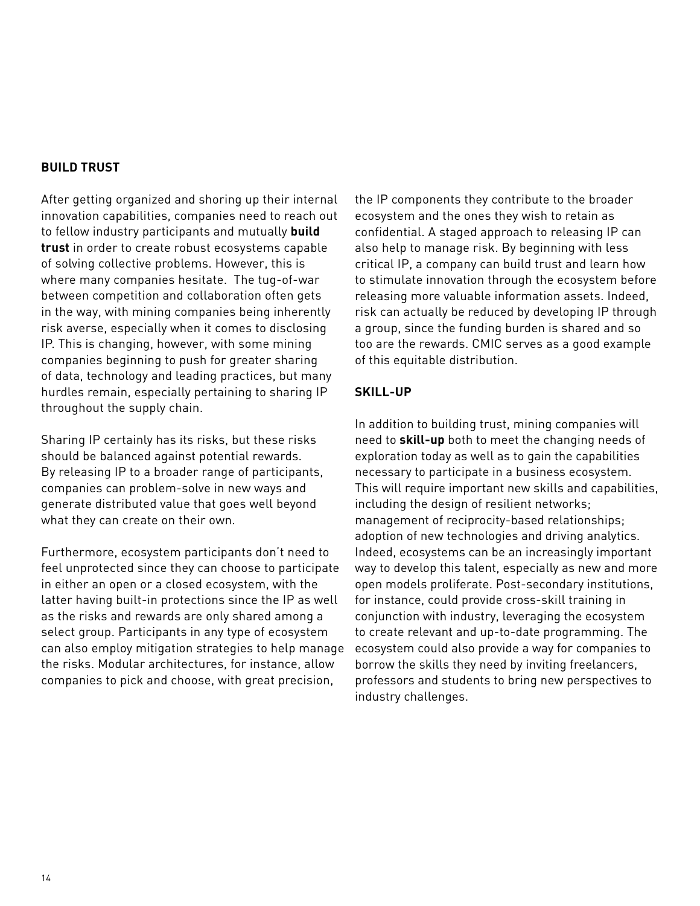## BUILD TRUST

After getting organized and shoring up their internal innovation capabilities, companies need to reach out to fellow industry participants and mutually **build trust** in order to create robust ecosystems capable of solving collective problems. However, this is where many companies hesitate. The tug-of-war between competition and collaboration often gets in the way, with mining companies being inherently risk averse, especially when it comes to disclosing IP. This is changing, however, with some mining companies beginning to push for greater sharing of data, technology and leading practices, but many hurdles remain, especially pertaining to sharing IP throughout the supply chain.

Sharing IP certainly has its risks, but these risks should be balanced against potential rewards. By releasing IP to a broader range of participants, companies can problem-solve in new ways and generate distributed value that goes well beyond what they can create on their own.

Furthermore, ecosystem participants don't need to feel unprotected since they can choose to participate in either an open or a closed ecosystem, with the latter having built-in protections since the IP as well as the risks and rewards are only shared among a select group. Participants in any type of ecosystem can also employ mitigation strategies to help manage the risks. Modular architectures, for instance, allow companies to pick and choose, with great precision, the IP components they contribute to the broader ecosystem and the ones they wish to retain as confidential. A staged approach to releasing IP can also help to manage risk. By beginning with less critical IP, a company can build trust and learn how to stimulate innovation through the ecosystem before releasing more valuable information assets. Indeed, risk can actually be reduced by developing IP through a group, since the funding burden is shared and so too are the rewards. CMIC serves as a good example of this equitable distribution.

## SKILL-UP

In addition to building trust, mining companies will need to **skill-up** both to meet the changing needs of exploration today as well as to gain the capabilities necessary to participate in a business ecosystem. This will require important new skills and capabilities, including the design of resilient networks; management of reciprocity-based relationships; adoption of new technologies and driving analytics. Indeed, ecosystems can be an increasingly important way to develop this talent, especially as new and more open models proliferate. Post-secondary institutions, for instance, could provide cross-skill training in conjunction with industry, leveraging the ecosystem to create relevant and up-to-date programming. The ecosystem could also provide a way for companies to borrow the skills they need by inviting freelancers, professors and students to bring new perspectives to industry challenges.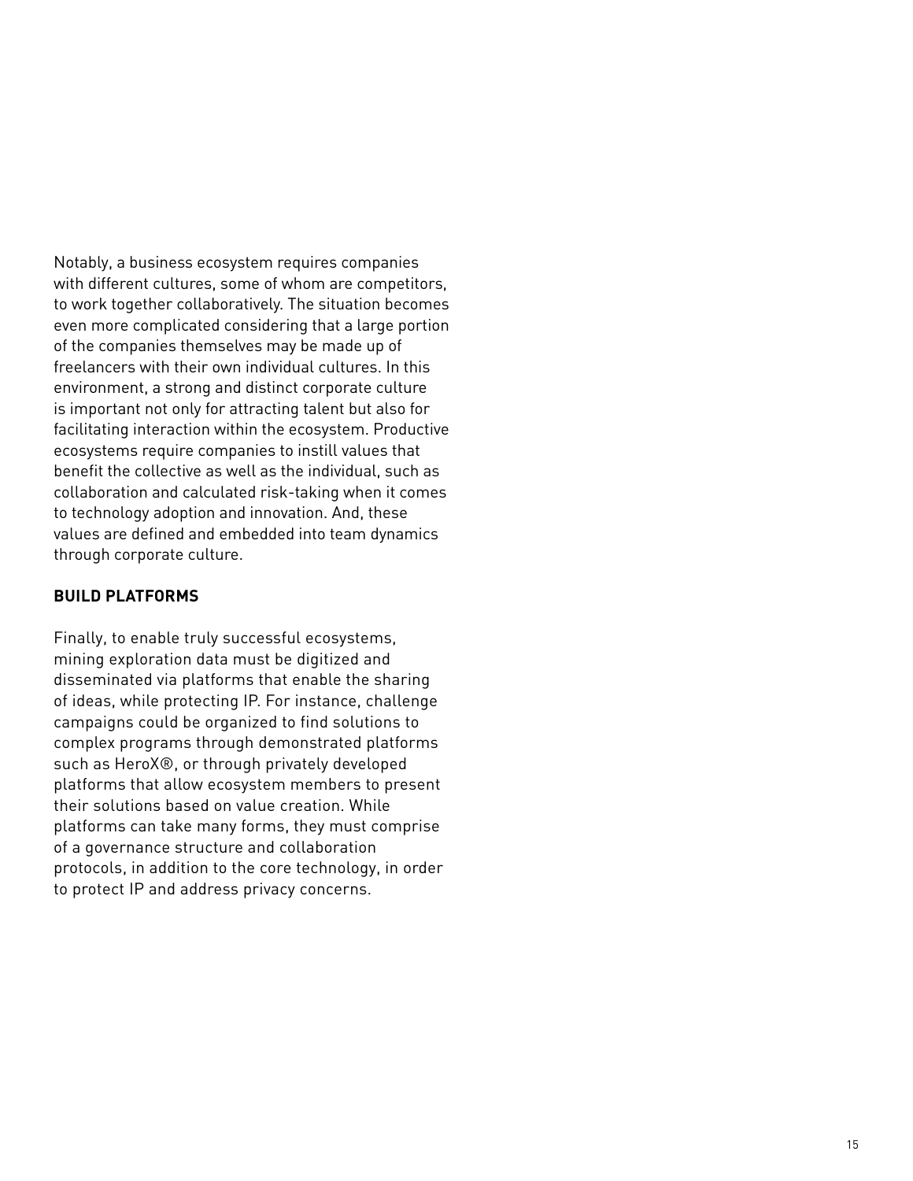Notably, a business ecosystem requires companies with different cultures, some of whom are competitors, to work together collaboratively. The situation becomes even more complicated considering that a large portion of the companies themselves may be made up of freelancers with their own individual cultures. In this environment, a strong and distinct corporate culture is important not only for attracting talent but also for facilitating interaction within the ecosystem. Productive ecosystems require companies to instill values that benefit the collective as well as the individual, such as collaboration and calculated risk-taking when it comes to technology adoption and innovation. And, these values are defined and embedded into team dynamics through corporate culture.

## BUILD PLATFORMS

Finally, to enable truly successful ecosystems, mining exploration data must be digitized and disseminated via platforms that enable the sharing of ideas, while protecting IP. For instance, challenge campaigns could be organized to find solutions to complex programs through demonstrated platforms such as HeroX®, or through privately developed platforms that allow ecosystem members to present their solutions based on value creation. While platforms can take many forms, they must comprise of a governance structure and collaboration protocols, in addition to the core technology, in order to protect IP and address privacy concerns.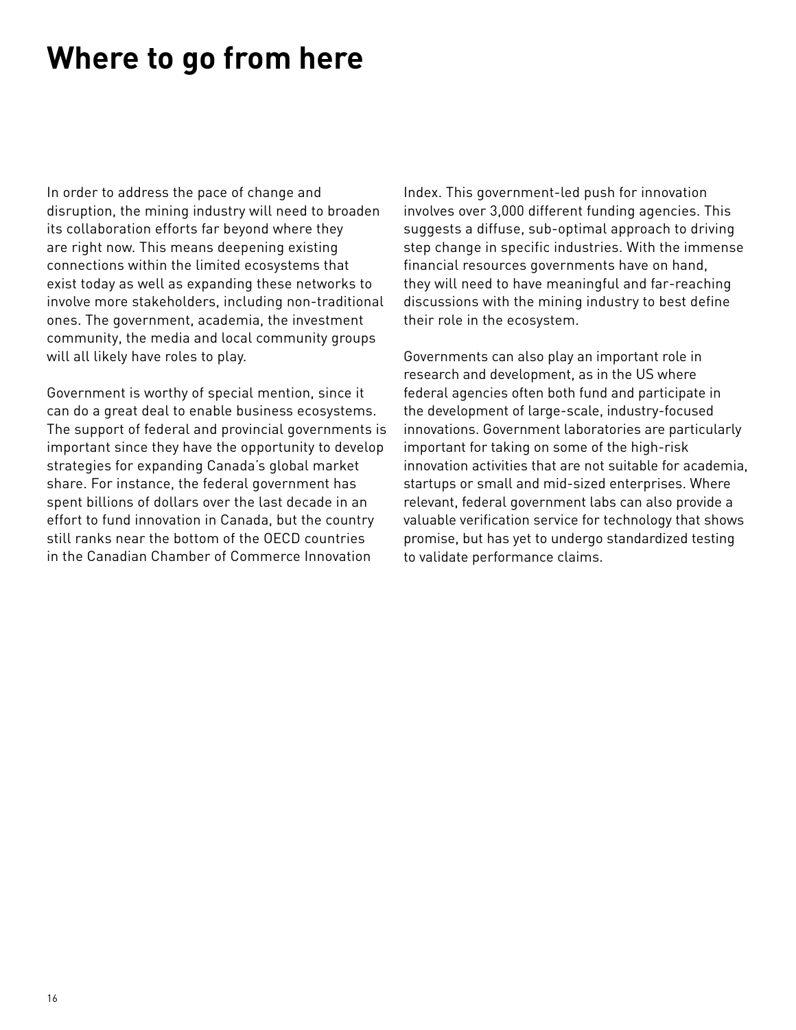# Where to go from here

In order to address the pace of change and disruption, the mining industry will need to broaden its collaboration efforts far beyond where they are right now. This means deepening existing connections within the limited ecosystems that exist today as well as expanding these networks to involve more stakeholders, including non-traditional ones. The government, academia, the investment community, the media and local community groups will all likely have roles to play.

Government is worthy of special mention, since it can do a great deal to enable business ecosystems. The support of federal and provincial governments is important since they have the opportunity to develop strategies for expanding Canada's global market share. For instance, the federal government has spent billions of dollars over the last decade in an effort to fund innovation in Canada, but the country still ranks near the bottom of the OECD countries in the Canadian Chamber of Commerce Innovation Index. This government-led push for innovation involves over 3,000 different funding agencies. This suggests a diffuse, sub-optimal approach to driving step change in specific industries. With the immense financial resources governments have on hand, they will need to have meaningful and far-reaching discussions with the mining industry to best define their role in the ecosystem.

Governments can also play an important role in research and development, as in the US where federal agencies often both fund and participate in the development of large-scale, industry-focused innovations. Government laboratories are particularly important for taking on some of the high-risk innovation activities that are not suitable for academia, startups or small and mid-sized enterprises. Where relevant, federal government labs can also provide a valuable verification service for technology that shows promise, but has yet to undergo standardized testing to validate performance claims.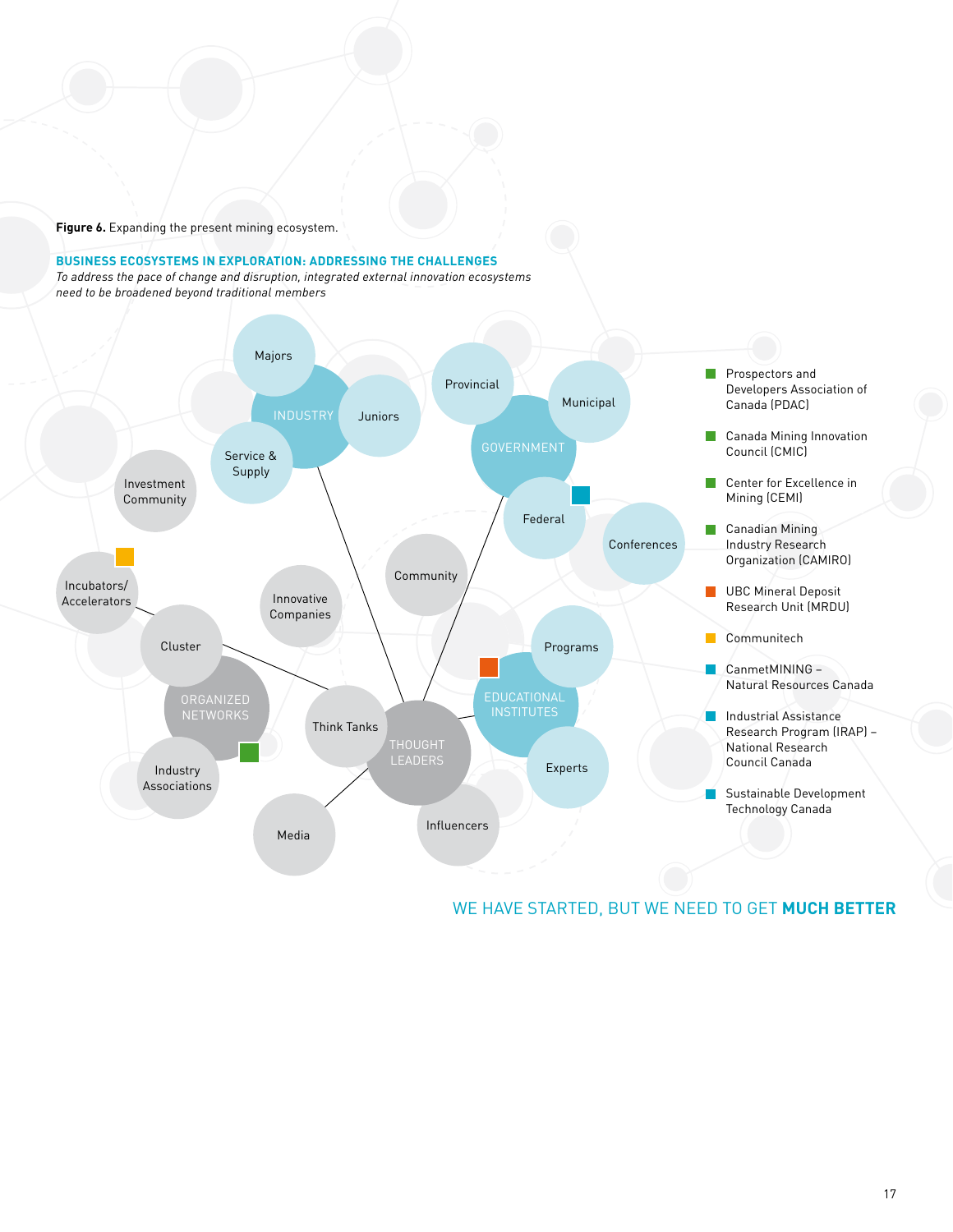**Figure 6.** Expanding the present mining ecosystem.

**BUSINESS ECOSYSTEMS IN EXPLORATION: ADDRESSING THE CHALLENGES**

*To address the pace of change and disruption, integrated external innovation ecosystems need to be broadened beyond traditional members*

INDUSTRY: Majors, Juniors, Service & Supply

GOVERNMENT: Provincial, Municipal, Federal

Investment Community

Conferences

Community

Innovative Companies

Incubators/ Accelerators

ORGANIZED NETWORKS: Cluster, Industry Associations

THOUGHT LEADERS: Think Tanks, Media, Influencers

EDUCATIONAL INSTITUTES: Programs, Experts

- Prospectors and Developers Association of Canada (PDAC)
- Canada Mining Innovation Council (CMIC)
- Center for Excellence in Mining (CEMI)
- Canadian Mining Industry Research Organization (CAMIRO)
- UBC Mineral Deposit Research Unit (MRDU)
- Communitech
- CanmetMINING – Natural Resources Canada
- Industrial Assistance Research Program (IRAP) – National Research Council Canada
- Sustainable Development Technology Canada

WE HAVE STARTED, BUT WE NEED TO GET **MUCH BETTER**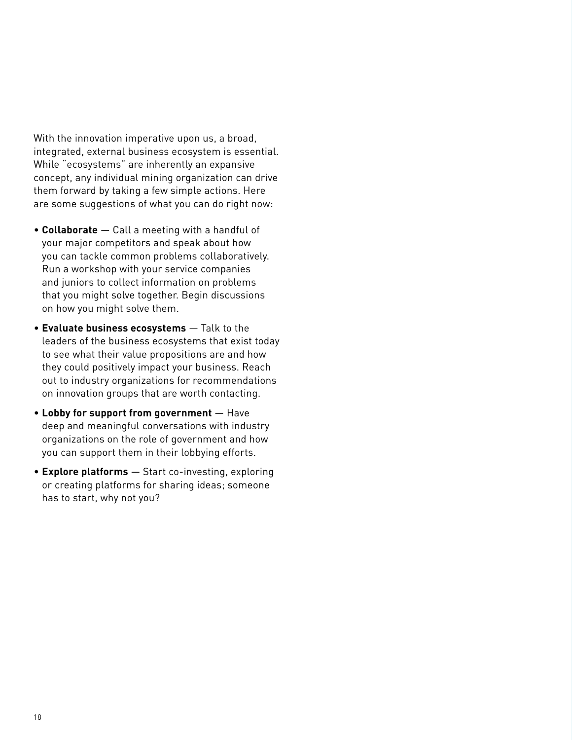With the innovation imperative upon us, a broad, integrated, external business ecosystem is essential. While "ecosystems" are inherently an expansive concept, any individual mining organization can drive them forward by taking a few simple actions. Here are some suggestions of what you can do right now:

- **Collaborate** — Call a meeting with a handful of your major competitors and speak about how you can tackle common problems collaboratively. Run a workshop with your service companies and juniors to collect information on problems that you might solve together. Begin discussions on how you might solve them.
- **Evaluate business ecosystems** — Talk to the leaders of the business ecosystems that exist today to see what their value propositions are and how they could positively impact your business. Reach out to industry organizations for recommendations on innovation groups that are worth contacting.
- **Lobby for support from government** — Have deep and meaningful conversations with industry organizations on the role of government and how you can support them in their lobbying efforts.
- **Explore platforms** — Start co-investing, exploring or creating platforms for sharing ideas; someone has to start, why not you?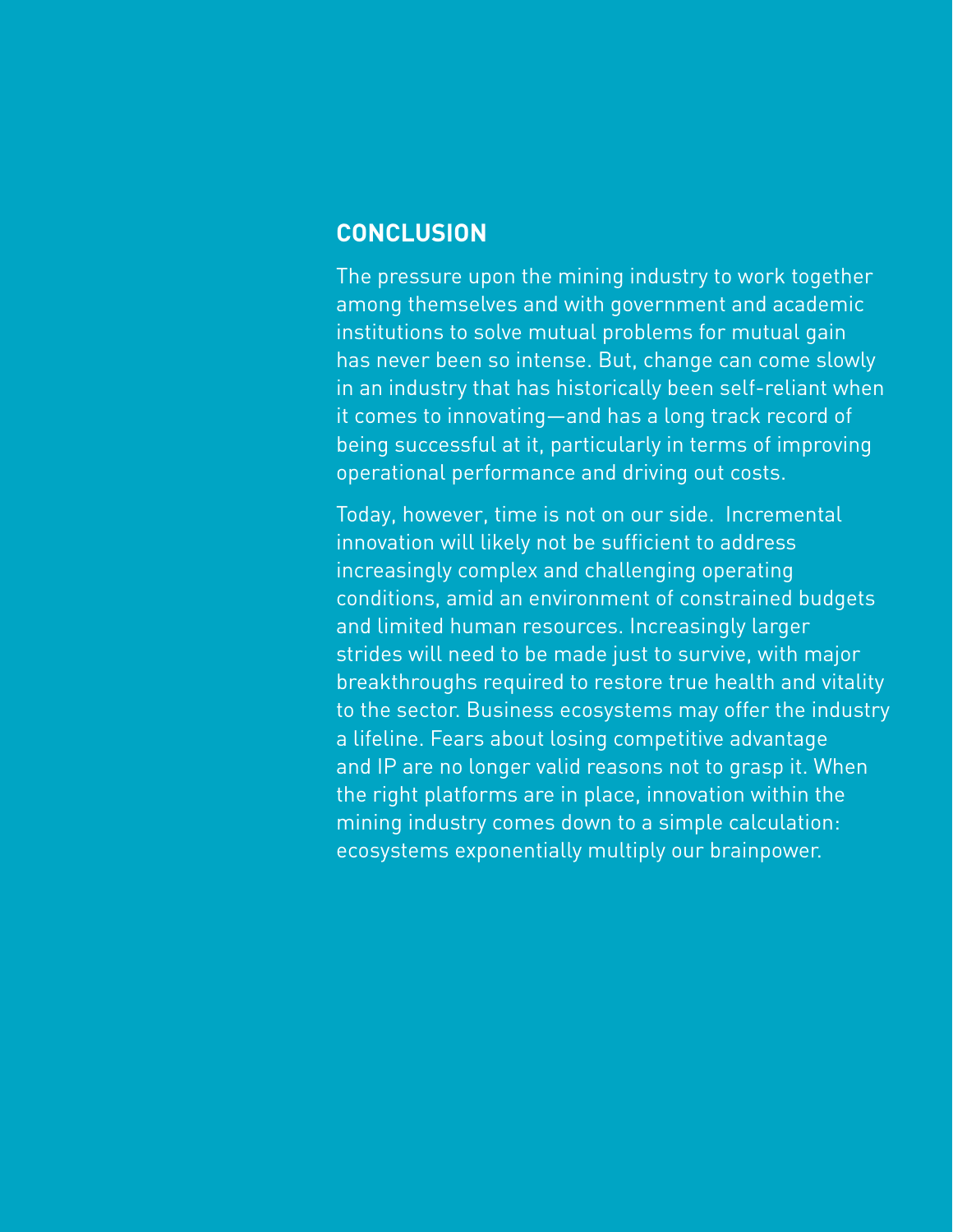## CONCLUSION

The pressure upon the mining industry to work together among themselves and with government and academic institutions to solve mutual problems for mutual gain has never been so intense. But, change can come slowly in an industry that has historically been self-reliant when it comes to innovating—and has a long track record of being successful at it, particularly in terms of improving operational performance and driving out costs.

Today, however, time is not on our side. Incremental innovation will likely not be sufficient to address increasingly complex and challenging operating conditions, amid an environment of constrained budgets and limited human resources. Increasingly larger strides will need to be made just to survive, with major breakthroughs required to restore true health and vitality to the sector. Business ecosystems may offer the industry a lifeline. Fears about losing competitive advantage and IP are no longer valid reasons not to grasp it. When the right platforms are in place, innovation within the mining industry comes down to a simple calculation: ecosystems exponentially multiply our brainpower.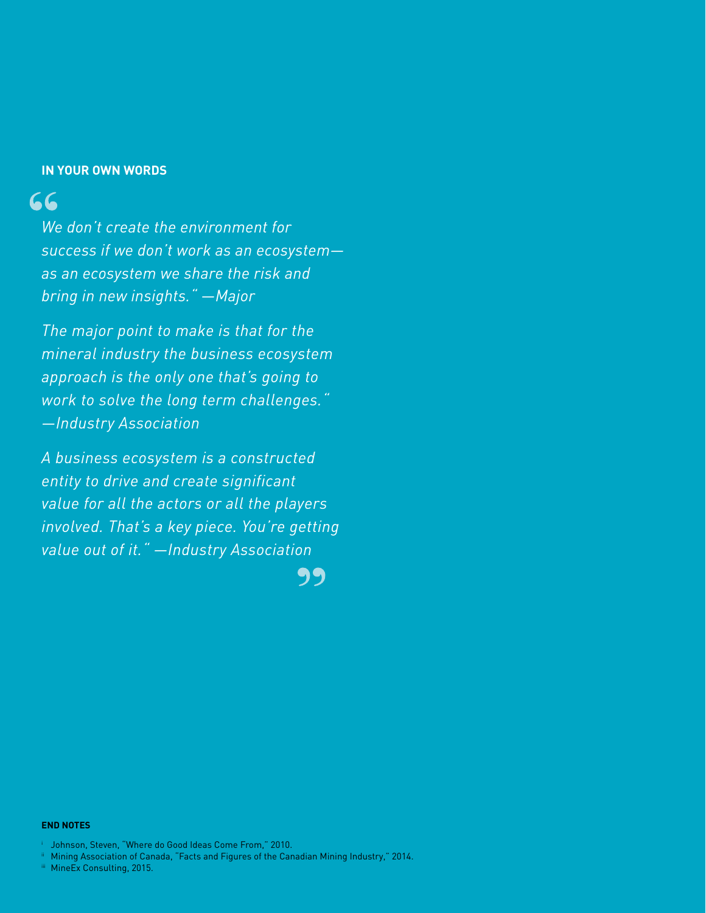**IN YOUR OWN WORDS**

"

*We don't create the environment for success if we don't work as an ecosystem—as an ecosystem we share the risk and bring in new insights." —Major*

*The major point to make is that for the mineral industry the business ecosystem approach is the only one that's going to work to solve the long term challenges." —Industry Association*

*A business ecosystem is a constructed entity to drive and create significant value for all the actors or all the players involved. That's a key piece. You're getting value out of it." —Industry Association*

"

**END NOTES**

i Johnson, Steven, "Where do Good Ideas Come From," 2010.

ii Mining Association of Canada, "Facts and Figures of the Canadian Mining Industry," 2014.

iii MineEx Consulting, 2015.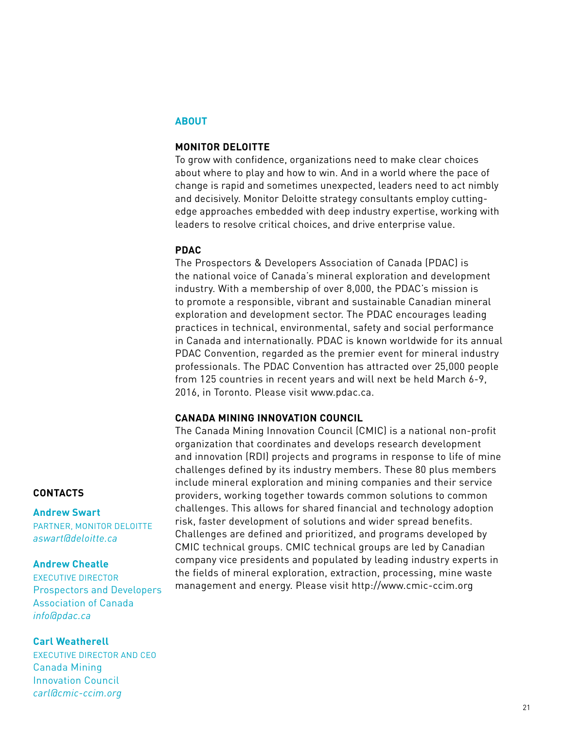## ABOUT

### MONITOR DELOITTE

To grow with confidence, organizations need to make clear choices about where to play and how to win. And in a world where the pace of change is rapid and sometimes unexpected, leaders need to act nimbly and decisively. Monitor Deloitte strategy consultants employ cutting-edge approaches embedded with deep industry expertise, working with leaders to resolve critical choices, and drive enterprise value.

### PDAC

The Prospectors & Developers Association of Canada (PDAC) is the national voice of Canada's mineral exploration and development industry. With a membership of over 8,000, the PDAC's mission is to promote a responsible, vibrant and sustainable Canadian mineral exploration and development sector. The PDAC encourages leading practices in technical, environmental, safety and social performance in Canada and internationally. PDAC is known worldwide for its annual PDAC Convention, regarded as the premier event for mineral industry professionals. The PDAC Convention has attracted over 25,000 people from 125 countries in recent years and will next be held March 6-9, 2016, in Toronto. Please visit www.pdac.ca.

### CANADA MINING INNOVATION COUNCIL

The Canada Mining Innovation Council (CMIC) is a national non-profit organization that coordinates and develops research development and innovation (RDI) projects and programs in response to life of mine challenges defined by its industry members. These 80 plus members include mineral exploration and mining companies and their service providers, working together towards common solutions to common challenges. This allows for shared financial and technology adoption risk, faster development of solutions and wider spread benefits. Challenges are defined and prioritized, and programs developed by CMIC technical groups. CMIC technical groups are led by Canadian company vice presidents and populated by leading industry experts in the fields of mineral exploration, extraction, processing, mine waste management and energy. Please visit http://www.cmic-ccim.org

## CONTACTS

**Andrew Swart**
PARTNER, MONITOR DELOITTE
*aswart@deloitte.ca*

**Andrew Cheatle**
EXECUTIVE DIRECTOR
Prospectors and Developers Association of Canada
*info@pdac.ca*

**Carl Weatherell**
EXECUTIVE DIRECTOR AND CEO
Canada Mining Innovation Council
*carl@cmic-ccim.org*